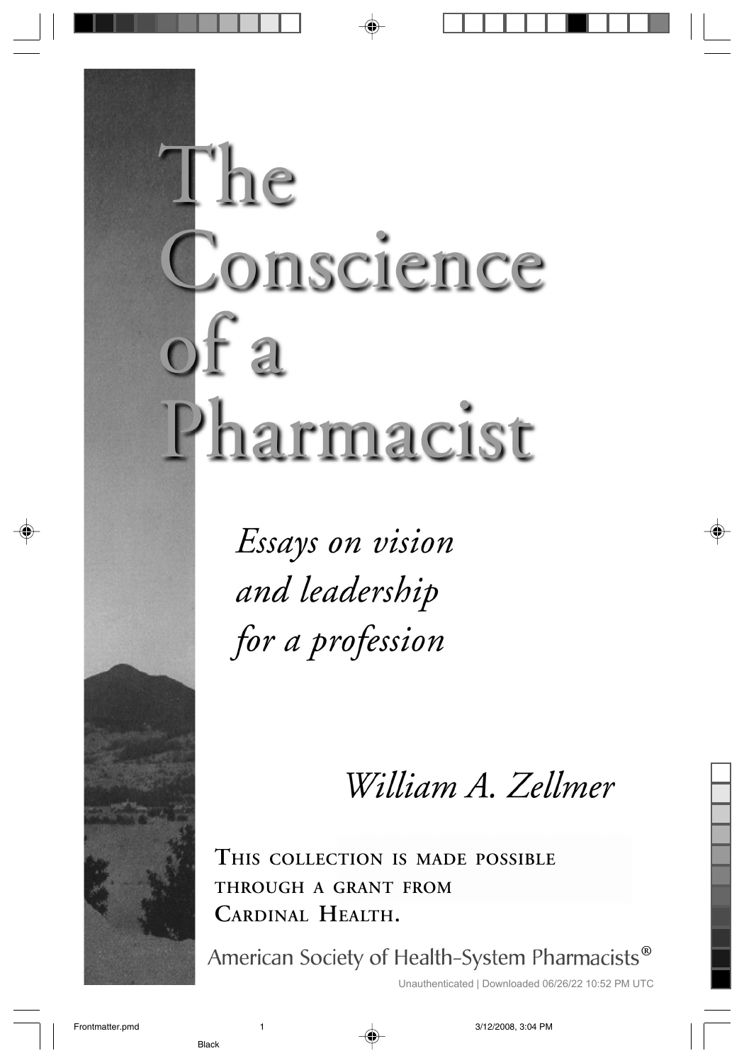# The Conscience of a Pharmacist

*Essays on vision and leadership for a profession*

*William A. Zellmer*

**This collection is made possible through a grant from Cardinal Health.**

American Society of Health-System Pharmacists®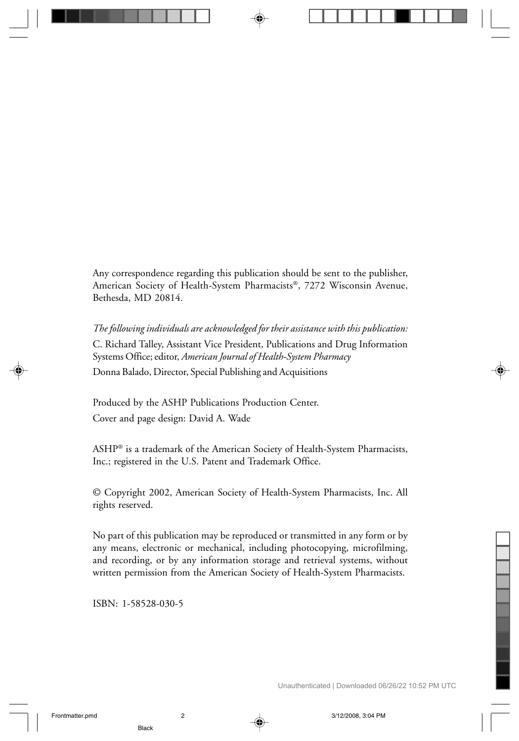Any correspondence regarding this publication should be sent to the publisher, American Society of Health-System Pharmacists®, 7272 Wisconsin Avenue, Bethesda, MD 20814.

*The following individuals are acknowledged for their assistance with this publication:*

C. Richard Talley, Assistant Vice President, Publications and Drug Information Systems Office; editor, *American Journal of Health-System Pharmacy*

Donna Balado, Director, Special Publishing and Acquisitions

Produced by the ASHP Publications Production Center.

Cover and page design: David A. Wade

ASHP® is a trademark of the American Society of Health-System Pharmacists, Inc.; registered in the U.S. Patent and Trademark Office.

© Copyright 2002, American Society of Health-System Pharmacists, Inc. All rights reserved.

No part of this publication may be reproduced or transmitted in any form or by any means, electronic or mechanical, including photocopying, microfilming, and recording, or by any information storage and retrieval systems, without written permission from the American Society of Health-System Pharmacists.

ISBN: 1-58528-030-5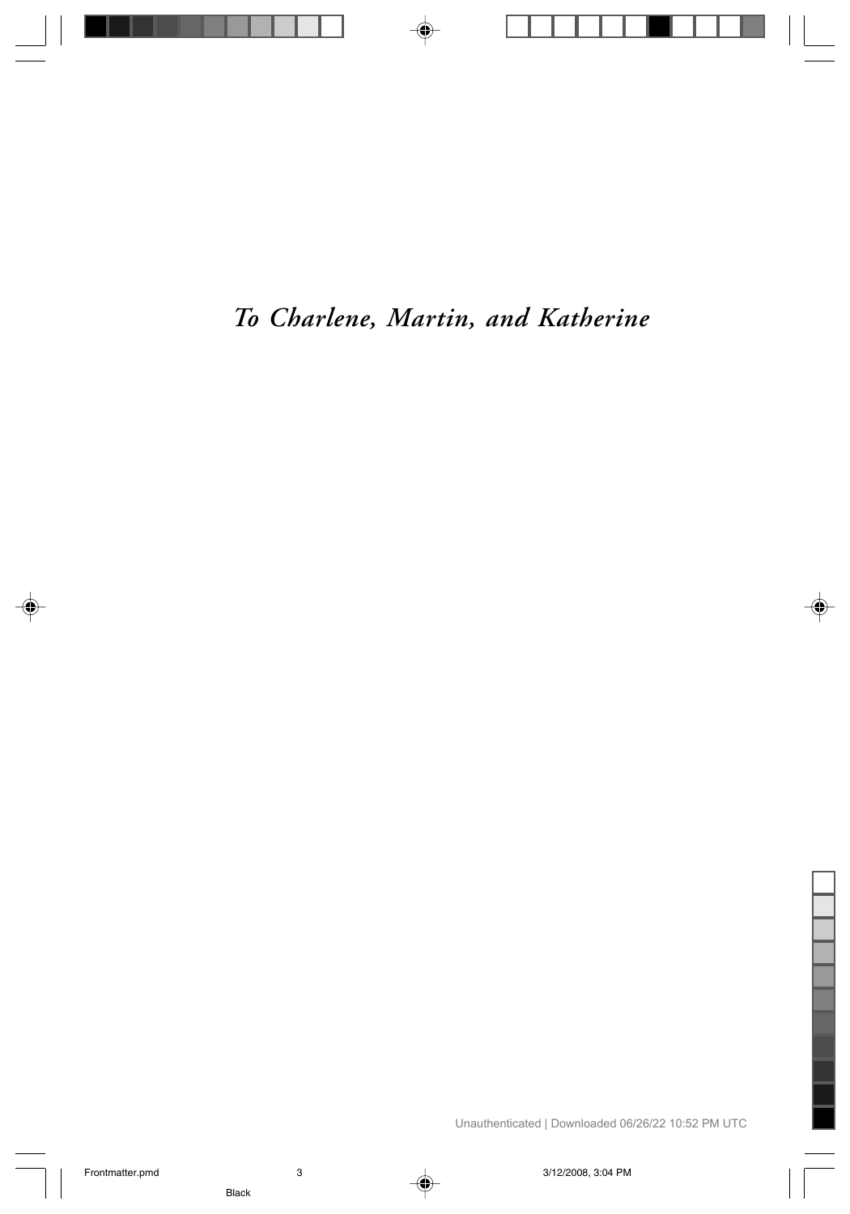*To Charlene, Martin, and Katherine*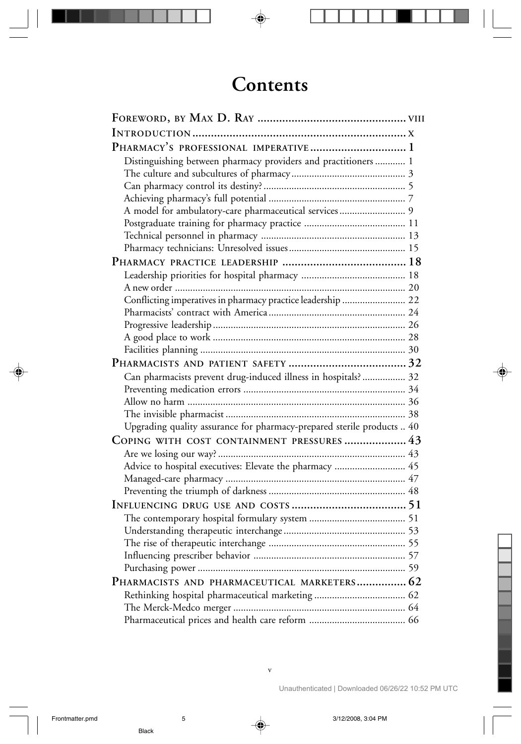# Contents

| | |
|---|---|
| **FOREWORD, BY MAX D. RAY** | **VIII** |
| **INTRODUCTION** | **X** |
| **PHARMACY'S PROFESSIONAL IMPERATIVE** | **1** |
| Distinguishing between pharmacy providers and practitioners | 1 |
| The culture and subcultures of pharmacy | 3 |
| Can pharmacy control its destiny? | 5 |
| Achieving pharmacy's full potential | 7 |
| A model for ambulatory-care pharmaceutical services | 9 |
| Postgraduate training for pharmacy practice | 11 |
| Technical personnel in pharmacy | 13 |
| Pharmacy technicians: Unresolved issues | 15 |
| **PHARMACY PRACTICE LEADERSHIP** | **18** |
| Leadership priorities for hospital pharmacy | 18 |
| A new order | 20 |
| Conflicting imperatives in pharmacy practice leadership | 22 |
| Pharmacists' contract with America | 24 |
| Progressive leadership | 26 |
| A good place to work | 28 |
| Facilities planning | 30 |
| **PHARMACISTS AND PATIENT SAFETY** | **32** |
| Can pharmacists prevent drug-induced illness in hospitals? | 32 |
| Preventing medication errors | 34 |
| Allow no harm | 36 |
| The invisible pharmacist | 38 |
| Upgrading quality assurance for pharmacy-prepared sterile products | 40 |
| **COPING WITH COST CONTAINMENT PRESSURES** | **43** |
| Are we losing our way? | 43 |
| Advice to hospital executives: Elevate the pharmacy | 45 |
| Managed-care pharmacy | 47 |
| Preventing the triumph of darkness | 48 |
| **INFLUENCING DRUG USE AND COSTS** | **51** |
| The contemporary hospital formulary system | 51 |
| Understanding therapeutic interchange | 53 |
| The rise of therapeutic interchange | 55 |
| Influencing prescriber behavior | 57 |
| Purchasing power | 59 |
| **PHARMACISTS AND PHARMACEUTICAL MARKETERS** | **62** |
| Rethinking hospital pharmaceutical marketing | 62 |
| The Merck-Medco merger | 64 |
| Pharmaceutical prices and health care reform | 66 |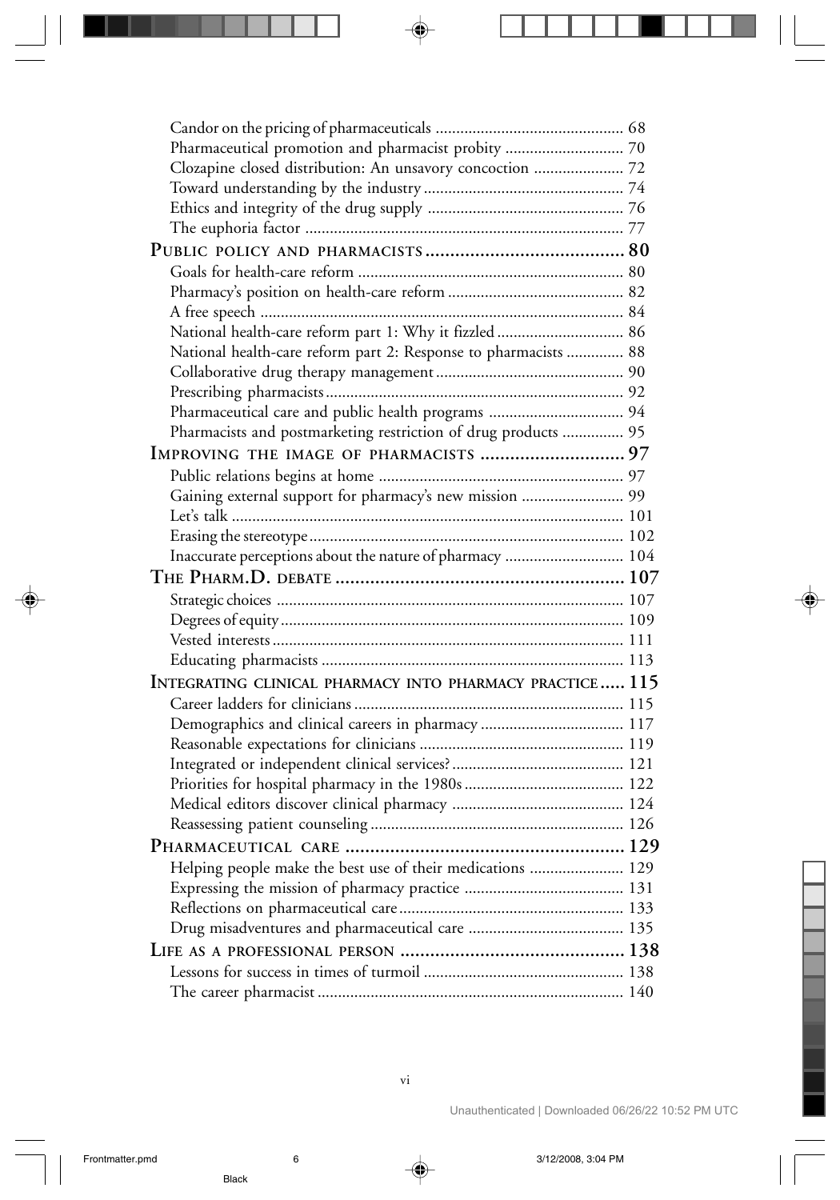Candor on the pricing of pharmaceuticals ............................................. 68
Pharmaceutical promotion and pharmacist probity ............................. 70
Clozapine closed distribution: An unsavory concoction ...................... 72
Toward understanding by the industry ................................................ 74
Ethics and integrity of the drug supply ................................................ 76
The euphoria factor ............................................................................. 77

**PUBLIC POLICY AND PHARMACISTS ........................................ 80**

Goals for health-care reform ................................................................ 80
Pharmacy's position on health-care reform .......................................... 82
A free speech ........................................................................................ 84
National health-care reform part 1: Why it fizzled ............................... 86
National health-care reform part 2: Response to pharmacists .............. 88
Collaborative drug therapy management ............................................. 90
Prescribing pharmacists ........................................................................ 92
Pharmaceutical care and public health programs ................................. 94
Pharmacists and postmarketing restriction of drug products ............... 95

**IMPROVING THE IMAGE OF PHARMACISTS ............................ 97**

Public relations begins at home ............................................................ 97
Gaining external support for pharmacy's new mission ......................... 99
Let's talk ............................................................................................. 101
Erasing the stereotype ........................................................................ 102
Inaccurate perceptions about the nature of pharmacy ........................ 104

**THE PHARM.D. DEBATE ......................................................... 107**

Strategic choices ................................................................................. 107
Degrees of equity ................................................................................ 109
Vested interests ................................................................................... 111
Educating pharmacists ....................................................................... 113

**INTEGRATING CLINICAL PHARMACY INTO PHARMACY PRACTICE ..... 115**

Career ladders for clinicians ............................................................... 115
Demographics and clinical careers in pharmacy ................................. 117
Reasonable expectations for clinicians ................................................ 119
Integrated or independent clinical services? ........................................ 121
Priorities for hospital pharmacy in the 1980s ..................................... 122
Medical editors discover clinical pharmacy ........................................ 124
Reassessing patient counseling ........................................................... 126

**PHARMACEUTICAL CARE ....................................................... 129**

Helping people make the best use of their medications ...................... 129
Expressing the mission of pharmacy practice ...................................... 131
Reflections on pharmaceutical care ..................................................... 133
Drug misadventures and pharmaceutical care ..................................... 135

**LIFE AS A PROFESSIONAL PERSON ........................................... 138**

Lessons for success in times of turmoil ............................................... 138
The career pharmacist ......................................................................... 140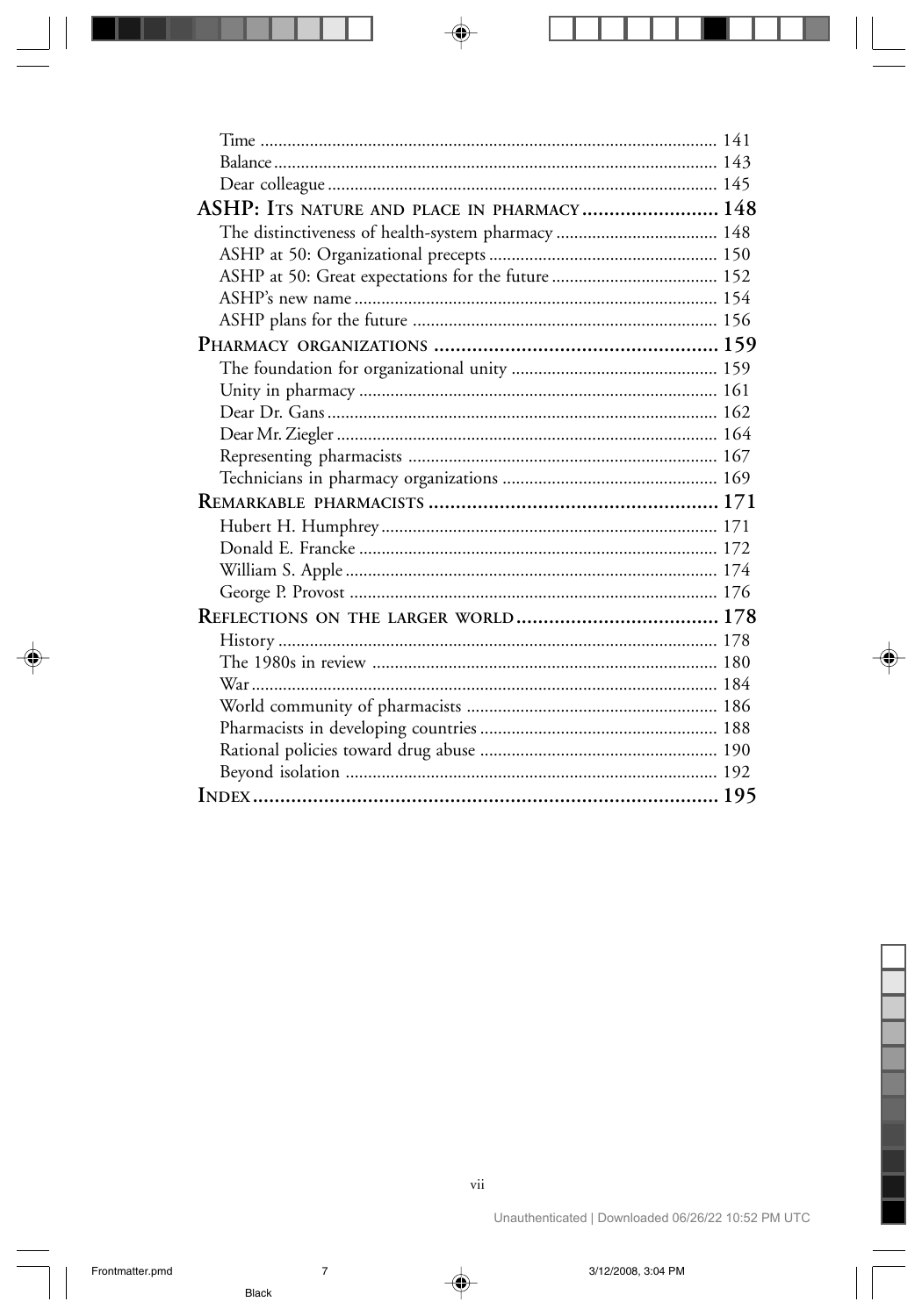Time ..... 141
Balance ..... 143
Dear colleague ..... 145

**ASHP: Its nature and place in pharmacy ..... 148**

The distinctiveness of health-system pharmacy ..... 148
ASHP at 50: Organizational precepts ..... 150
ASHP at 50: Great expectations for the future ..... 152
ASHP's new name ..... 154
ASHP plans for the future ..... 156

**Pharmacy organizations ..... 159**

The foundation for organizational unity ..... 159
Unity in pharmacy ..... 161
Dear Dr. Gans ..... 162
Dear Mr. Ziegler ..... 164
Representing pharmacists ..... 167
Technicians in pharmacy organizations ..... 169

**Remarkable pharmacists ..... 171**

Hubert H. Humphrey ..... 171
Donald E. Francke ..... 172
William S. Apple ..... 174
George P. Provost ..... 176

**Reflections on the larger world ..... 178**

History ..... 178
The 1980s in review ..... 180
War ..... 184
World community of pharmacists ..... 186
Pharmacists in developing countries ..... 188
Rational policies toward drug abuse ..... 190
Beyond isolation ..... 192

**Index ..... 195**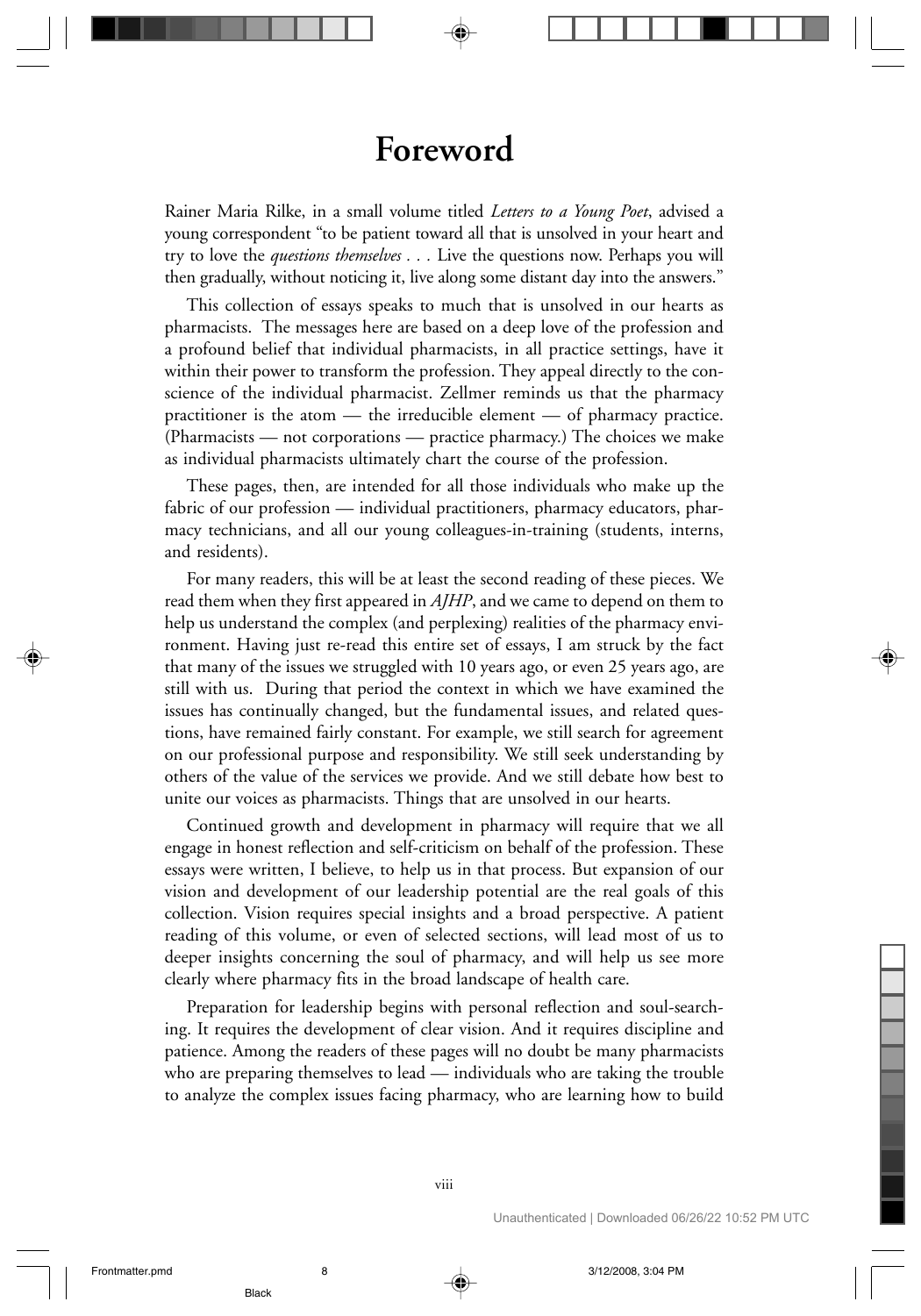# Foreword

Rainer Maria Rilke, in a small volume titled *Letters to a Young Poet*, advised a young correspondent "to be patient toward all that is unsolved in your heart and try to love the *questions themselves . . .* Live the questions now. Perhaps you will then gradually, without noticing it, live along some distant day into the answers."

This collection of essays speaks to much that is unsolved in our hearts as pharmacists. The messages here are based on a deep love of the profession and a profound belief that individual pharmacists, in all practice settings, have it within their power to transform the profession. They appeal directly to the conscience of the individual pharmacist. Zellmer reminds us that the pharmacy practitioner is the atom — the irreducible element — of pharmacy practice. (Pharmacists — not corporations — practice pharmacy.) The choices we make as individual pharmacists ultimately chart the course of the profession.

These pages, then, are intended for all those individuals who make up the fabric of our profession — individual practitioners, pharmacy educators, pharmacy technicians, and all our young colleagues-in-training (students, interns, and residents).

For many readers, this will be at least the second reading of these pieces. We read them when they first appeared in *AJHP*, and we came to depend on them to help us understand the complex (and perplexing) realities of the pharmacy environment. Having just re-read this entire set of essays, I am struck by the fact that many of the issues we struggled with 10 years ago, or even 25 years ago, are still with us. During that period the context in which we have examined the issues has continually changed, but the fundamental issues, and related questions, have remained fairly constant. For example, we still search for agreement on our professional purpose and responsibility. We still seek understanding by others of the value of the services we provide. And we still debate how best to unite our voices as pharmacists. Things that are unsolved in our hearts.

Continued growth and development in pharmacy will require that we all engage in honest reflection and self-criticism on behalf of the profession. These essays were written, I believe, to help us in that process. But expansion of our vision and development of our leadership potential are the real goals of this collection. Vision requires special insights and a broad perspective. A patient reading of this volume, or even of selected sections, will lead most of us to deeper insights concerning the soul of pharmacy, and will help us see more clearly where pharmacy fits in the broad landscape of health care.

Preparation for leadership begins with personal reflection and soul-searching. It requires the development of clear vision. And it requires discipline and patience. Among the readers of these pages will no doubt be many pharmacists who are preparing themselves to lead — individuals who are taking the trouble to analyze the complex issues facing pharmacy, who are learning how to build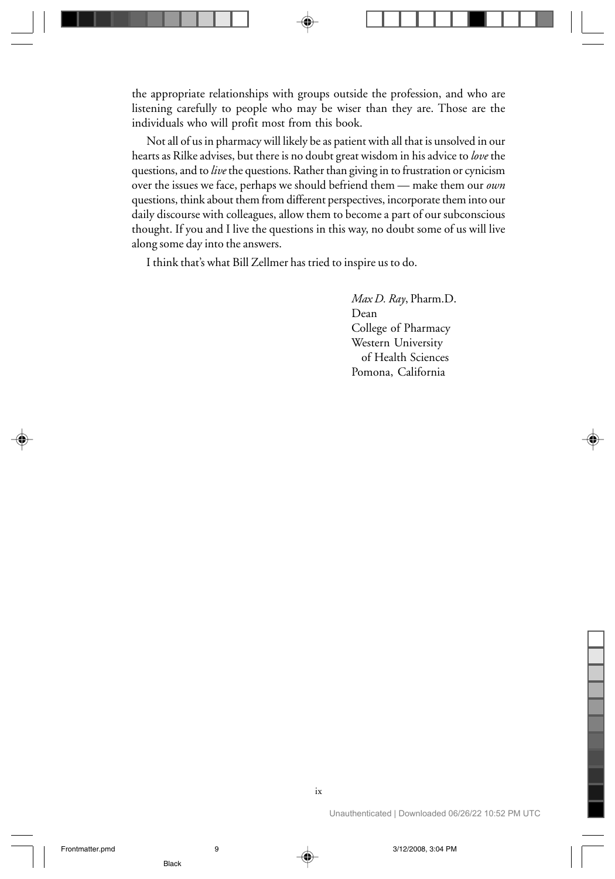the appropriate relationships with groups outside the profession, and who are listening carefully to people who may be wiser than they are. Those are the individuals who will profit most from this book.

Not all of us in pharmacy will likely be as patient with all that is unsolved in our hearts as Rilke advises, but there is no doubt great wisdom in his advice to *love* the questions, and to *live* the questions. Rather than giving in to frustration or cynicism over the issues we face, perhaps we should befriend them — make them our *own* questions, think about them from different perspectives, incorporate them into our daily discourse with colleagues, allow them to become a part of our subconscious thought. If you and I live the questions in this way, no doubt some of us will live along some day into the answers.

I think that's what Bill Zellmer has tried to inspire us to do.

*Max D. Ray*, Pharm.D.
Dean
College of Pharmacy
Western University
of Health Sciences
Pomona, California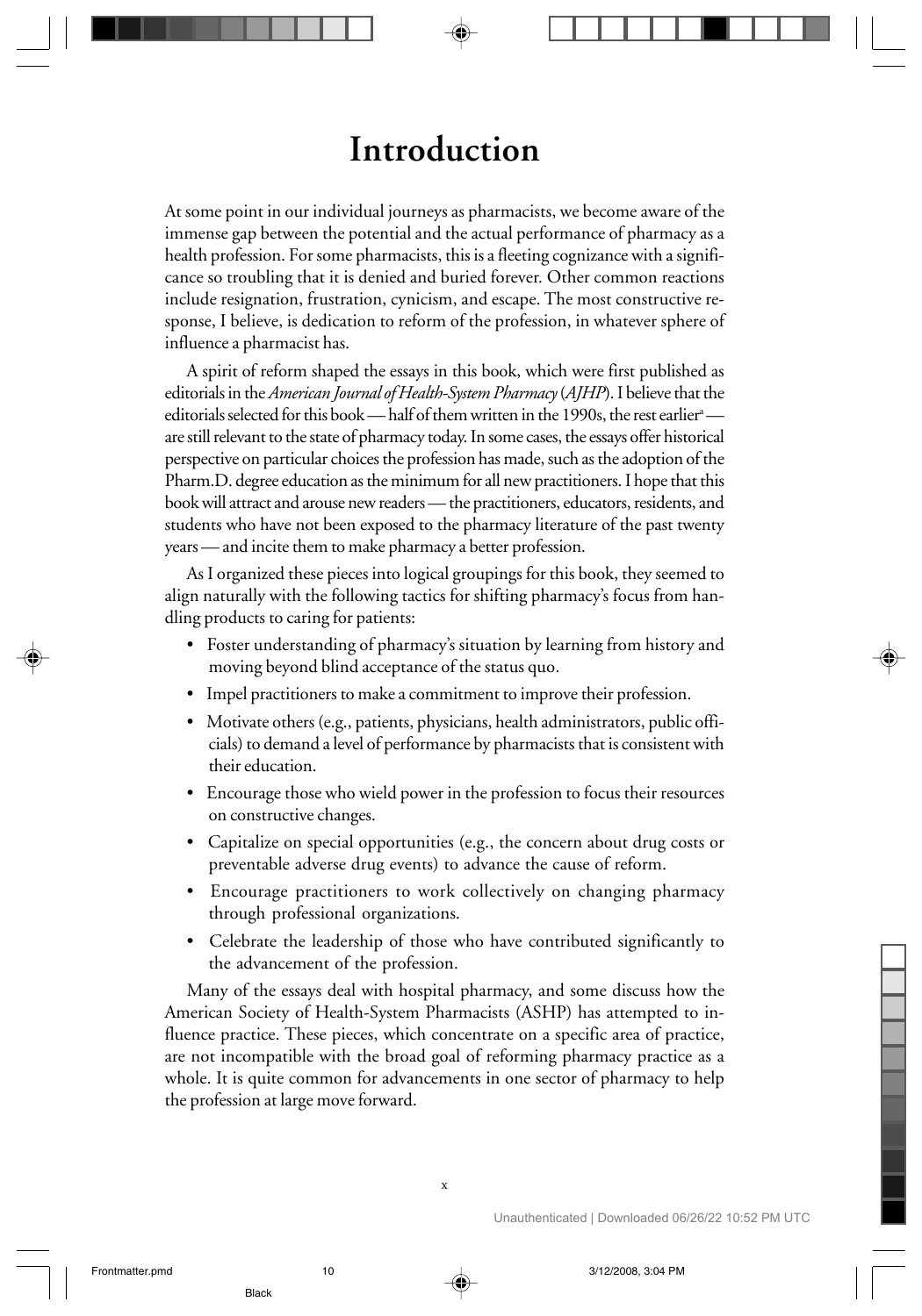# Introduction

At some point in our individual journeys as pharmacists, we become aware of the immense gap between the potential and the actual performance of pharmacy as a health profession. For some pharmacists, this is a fleeting cognizance with a significance so troubling that it is denied and buried forever. Other common reactions include resignation, frustration, cynicism, and escape. The most constructive response, I believe, is dedication to reform of the profession, in whatever sphere of influence a pharmacist has.

A spirit of reform shaped the essays in this book, which were first published as editorials in the *American Journal of Health-System Pharmacy* (*AJHP*). I believe that the editorials selected for this book — half of them written in the 1990s, the rest earlier[a] — are still relevant to the state of pharmacy today. In some cases, the essays offer historical perspective on particular choices the profession has made, such as the adoption of the Pharm.D. degree education as the minimum for all new practitioners. I hope that this book will attract and arouse new readers — the practitioners, educators, residents, and students who have not been exposed to the pharmacy literature of the past twenty years — and incite them to make pharmacy a better profession.

As I organized these pieces into logical groupings for this book, they seemed to align naturally with the following tactics for shifting pharmacy's focus from handling products to caring for patients:

- Foster understanding of pharmacy's situation by learning from history and moving beyond blind acceptance of the status quo.
- Impel practitioners to make a commitment to improve their profession.
- Motivate others (e.g., patients, physicians, health administrators, public officials) to demand a level of performance by pharmacists that is consistent with their education.
- Encourage those who wield power in the profession to focus their resources on constructive changes.
- Capitalize on special opportunities (e.g., the concern about drug costs or preventable adverse drug events) to advance the cause of reform.
- Encourage practitioners to work collectively on changing pharmacy through professional organizations.
- Celebrate the leadership of those who have contributed significantly to the advancement of the profession.

Many of the essays deal with hospital pharmacy, and some discuss how the American Society of Health-System Pharmacists (ASHP) has attempted to influence practice. These pieces, which concentrate on a specific area of practice, are not incompatible with the broad goal of reforming pharmacy practice as a whole. It is quite common for advancements in one sector of pharmacy to help the profession at large move forward.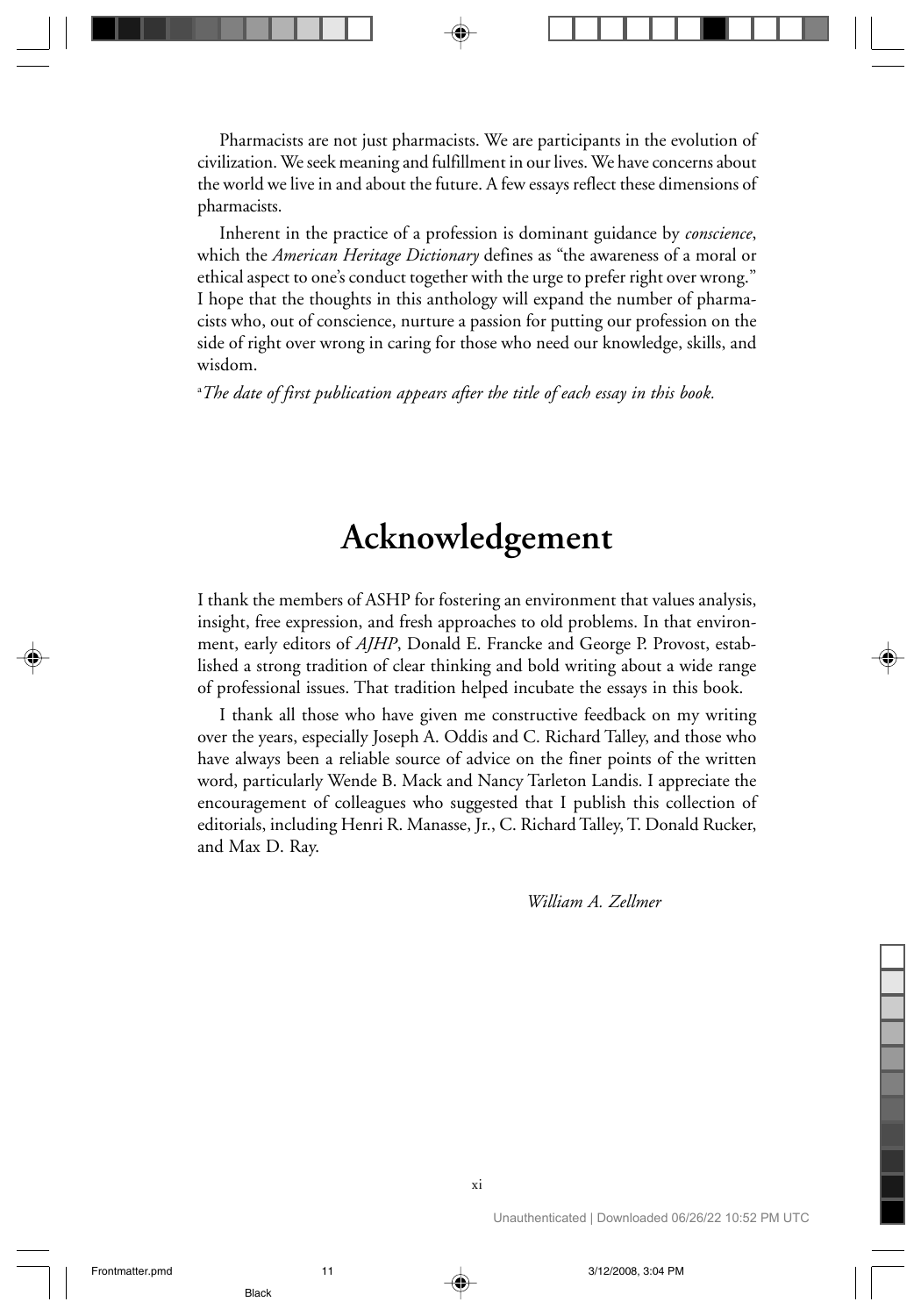Pharmacists are not just pharmacists. We are participants in the evolution of civilization. We seek meaning and fulfillment in our lives. We have concerns about the world we live in and about the future. A few essays reflect these dimensions of pharmacists.

Inherent in the practice of a profession is dominant guidance by *conscience*, which the *American Heritage Dictionary* defines as "the awareness of a moral or ethical aspect to one's conduct together with the urge to prefer right over wrong." I hope that the thoughts in this anthology will expand the number of pharmacists who, out of conscience, nurture a passion for putting our profession on the side of right over wrong in caring for those who need our knowledge, skills, and wisdom.

[a]*The date of first publication appears after the title of each essay in this book.*

# Acknowledgement

I thank the members of ASHP for fostering an environment that values analysis, insight, free expression, and fresh approaches to old problems. In that environment, early editors of *AJHP*, Donald E. Francke and George P. Provost, established a strong tradition of clear thinking and bold writing about a wide range of professional issues. That tradition helped incubate the essays in this book.

I thank all those who have given me constructive feedback on my writing over the years, especially Joseph A. Oddis and C. Richard Talley, and those who have always been a reliable source of advice on the finer points of the written word, particularly Wende B. Mack and Nancy Tarleton Landis. I appreciate the encouragement of colleagues who suggested that I publish this collection of editorials, including Henri R. Manasse, Jr., C. Richard Talley, T. Donald Rucker, and Max D. Ray.

*William A. Zellmer*